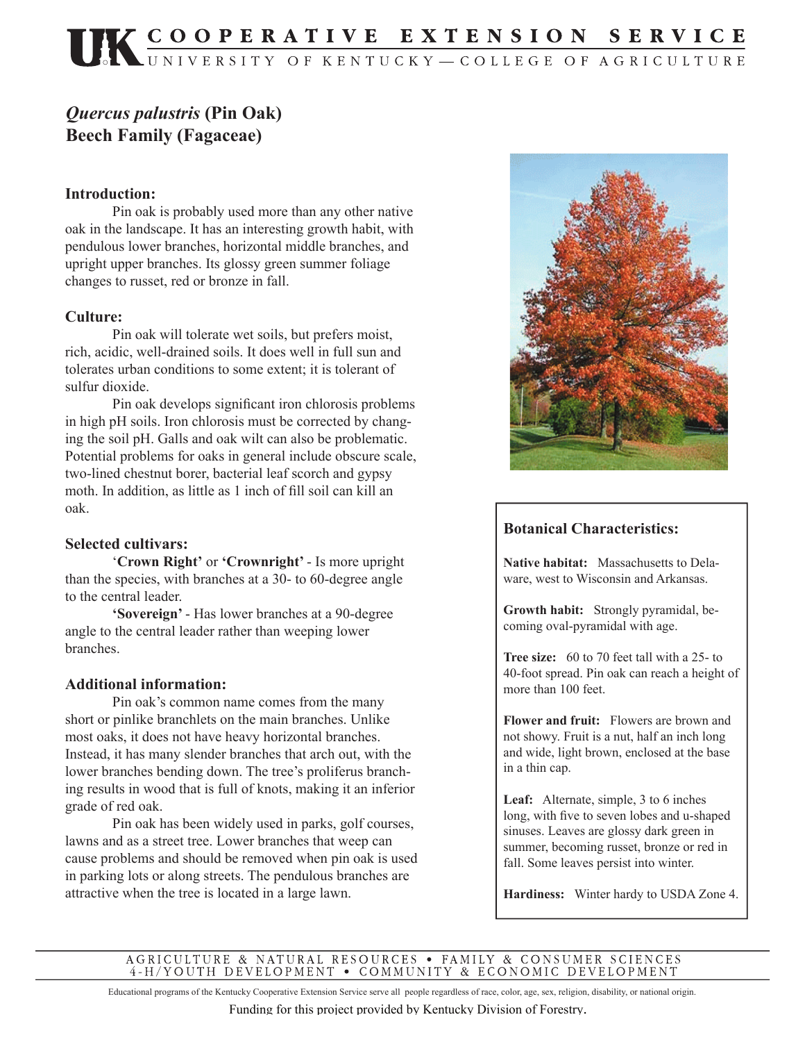# COOPERATIVE EXTENSION SERVICE

UNIVERSITY OF KENTUCKY—COLLEGE OF AGRICULTURE

## *Quercus palustris* (Pin Oak)
## Beech Family (Fagaceae)

### Introduction:

Pin oak is probably used more than any other native oak in the landscape. It has an interesting growth habit, with pendulous lower branches, horizontal middle branches, and upright upper branches. Its glossy green summer foliage changes to russet, red or bronze in fall.

### Culture:

Pin oak will tolerate wet soils, but prefers moist, rich, acidic, well-drained soils. It does well in full sun and tolerates urban conditions to some extent; it is tolerant of sulfur dioxide.

Pin oak develops significant iron chlorosis problems in high pH soils. Iron chlorosis must be corrected by changing the soil pH. Galls and oak wilt can also be problematic. Potential problems for oaks in general include obscure scale, two-lined chestnut borer, bacterial leaf scorch and gypsy moth. In addition, as little as 1 inch of fill soil can kill an oak.

### Selected cultivars:

'**Crown Right'** or **'Crownright'** - Is more upright than the species, with branches at a 30- to 60-degree angle to the central leader.

**'Sovereign'** - Has lower branches at a 90-degree angle to the central leader rather than weeping lower branches.

### Additional information:

Pin oak's common name comes from the many short or pinlike branchlets on the main branches. Unlike most oaks, it does not have heavy horizontal branches. Instead, it has many slender branches that arch out, with the lower branches bending down. The tree's proliferus branching results in wood that is full of knots, making it an inferior grade of red oak.

Pin oak has been widely used in parks, golf courses, lawns and as a street tree. Lower branches that weep can cause problems and should be removed when pin oak is used in parking lots or along streets. The pendulous branches are attractive when the tree is located in a large lawn.

### Botanical Characteristics:

**Native habitat:** Massachusetts to Delaware, west to Wisconsin and Arkansas.

**Growth habit:** Strongly pyramidal, becoming oval-pyramidal with age.

**Tree size:** 60 to 70 feet tall with a 25- to 40-foot spread. Pin oak can reach a height of more than 100 feet.

**Flower and fruit:** Flowers are brown and not showy. Fruit is a nut, half an inch long and wide, light brown, enclosed at the base in a thin cap.

**Leaf:** Alternate, simple, 3 to 6 inches long, with five to seven lobes and u-shaped sinuses. Leaves are glossy dark green in summer, becoming russet, bronze or red in fall. Some leaves persist into winter.

**Hardiness:** Winter hardy to USDA Zone 4.

AGRICULTURE & NATURAL RESOURCES • FAMILY & CONSUMER SCIENCES
4-H/YOUTH DEVELOPMENT • COMMUNITY & ECONOMIC DEVELOPMENT

Educational programs of the Kentucky Cooperative Extension Service serve all people regardless of race, color, age, sex, religion, disability, or national origin.

Funding for this project provided by Kentucky Division of Forestry.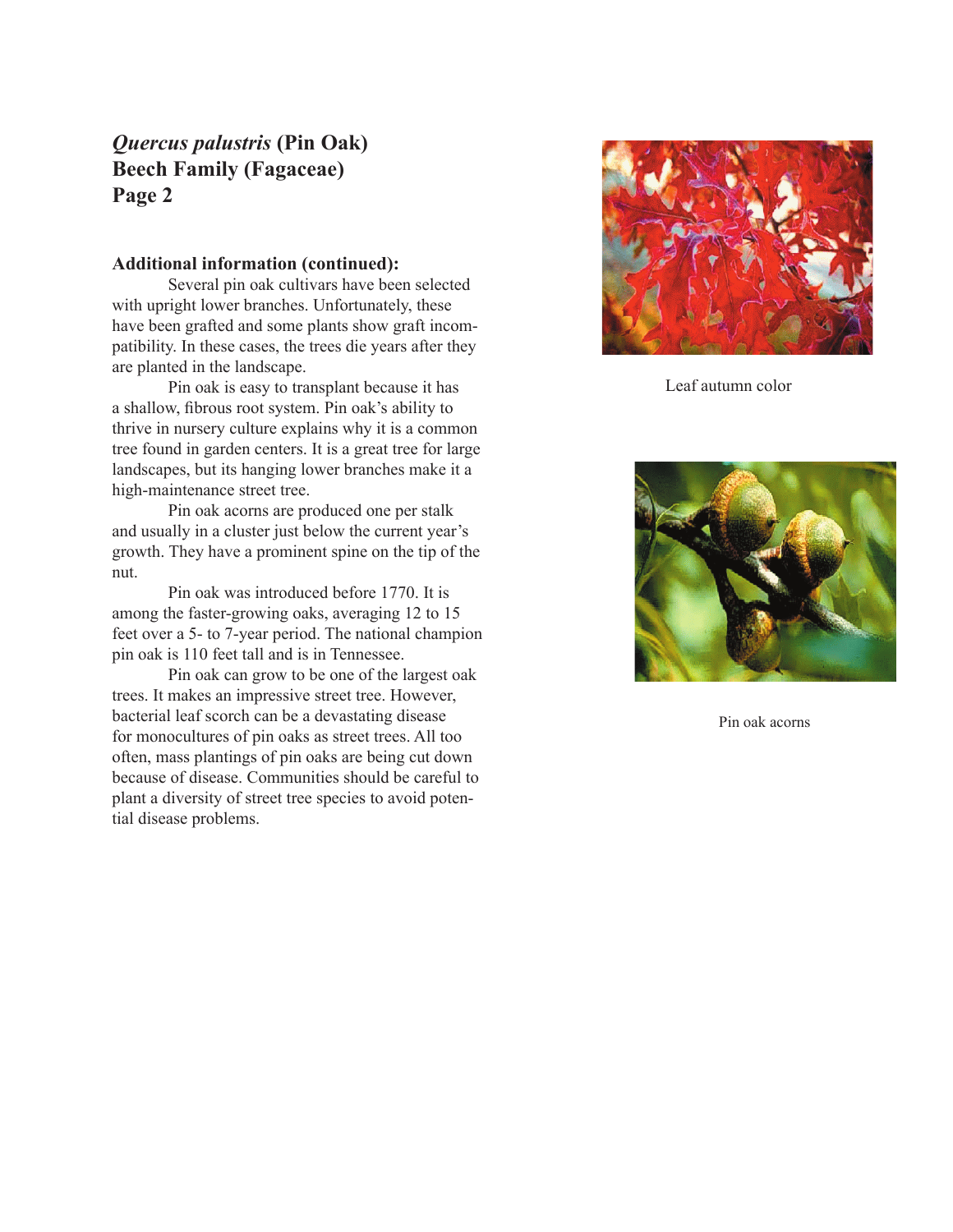# *Quercus palustris* (Pin Oak)
## Beech Family (Fagaceae)
## Page 2

**Additional information (continued):**

Several pin oak cultivars have been selected with upright lower branches. Unfortunately, these have been grafted and some plants show graft incompatibility. In these cases, the trees die years after they are planted in the landscape.

Pin oak is easy to transplant because it has a shallow, fibrous root system. Pin oak's ability to thrive in nursery culture explains why it is a common tree found in garden centers. It is a great tree for large landscapes, but its hanging lower branches make it a high-maintenance street tree.

Pin oak acorns are produced one per stalk and usually in a cluster just below the current year's growth. They have a prominent spine on the tip of the nut.

Pin oak was introduced before 1770. It is among the faster-growing oaks, averaging 12 to 15 feet over a 5- to 7-year period. The national champion pin oak is 110 feet tall and is in Tennessee.

Pin oak can grow to be one of the largest oak trees. It makes an impressive street tree. However, bacterial leaf scorch can be a devastating disease for monocultures of pin oaks as street trees. All too often, mass plantings of pin oaks are being cut down because of disease. Communities should be careful to plant a diversity of street tree species to avoid potential disease problems.

Leaf autumn color

Pin oak acorns